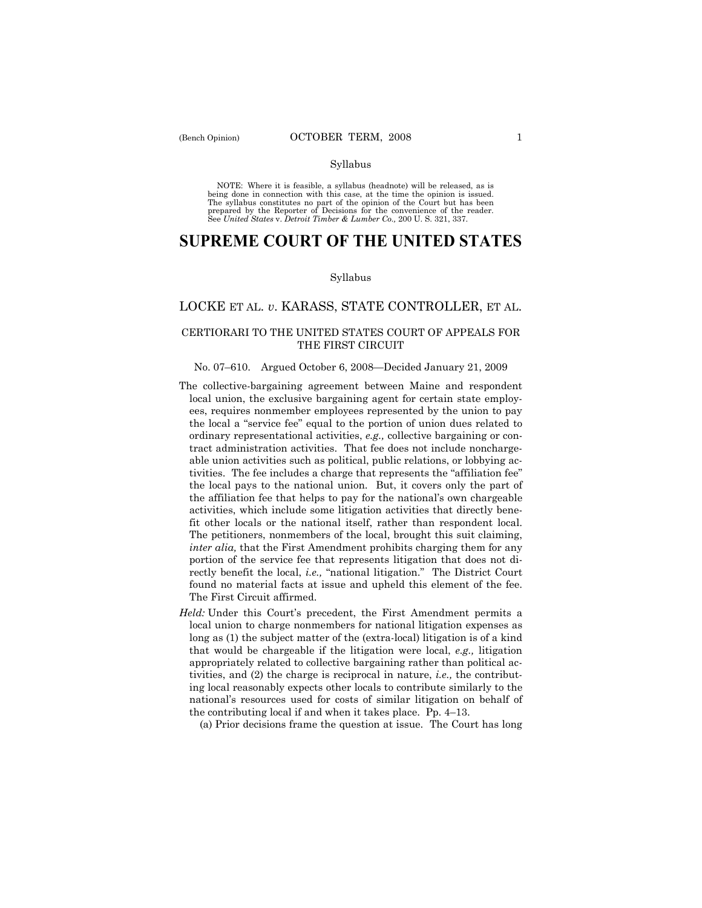Syllabus

NOTE: Where it is feasible, a syllabus (headnote) will be released, as is being done in connection with this case, at the time the opinion is issued. The syllabus constitutes no part of the opinion of the Court but has been prepared by the Reporter of Decisions for the convenience of the reader. See *United States* v. *Detroit Timber & Lumber Co.,* 200 U. S. 321, 337.

# SUPREME COURT OF THE UNITED STATES

Syllabus

## LOCKE ET AL. *v*. KARASS, STATE CONTROLLER, ET AL.

### CERTIORARI TO THE UNITED STATES COURT OF APPEALS FOR THE FIRST CIRCUIT

No. 07–610. Argued October 6, 2008—Decided January 21, 2009

The collective-bargaining agreement between Maine and respondent local union, the exclusive bargaining agent for certain state employees, requires nonmember employees represented by the union to pay the local a "service fee" equal to the portion of union dues related to ordinary representational activities, *e.g.,* collective bargaining or contract administration activities. That fee does not include nonchargeable union activities such as political, public relations, or lobbying activities. The fee includes a charge that represents the "affiliation fee" the local pays to the national union. But, it covers only the part of the affiliation fee that helps to pay for the national's own chargeable activities, which include some litigation activities that directly benefit other locals or the national itself, rather than respondent local. The petitioners, nonmembers of the local, brought this suit claiming, *inter alia,* that the First Amendment prohibits charging them for any portion of the service fee that represents litigation that does not directly benefit the local, *i.e.,* "national litigation." The District Court found no material facts at issue and upheld this element of the fee. The First Circuit affirmed.

*Held:* Under this Court's precedent, the First Amendment permits a local union to charge nonmembers for national litigation expenses as long as (1) the subject matter of the (extra-local) litigation is of a kind that would be chargeable if the litigation were local, *e.g.,* litigation appropriately related to collective bargaining rather than political activities, and (2) the charge is reciprocal in nature, *i.e.,* the contributing local reasonably expects other locals to contribute similarly to the national's resources used for costs of similar litigation on behalf of the contributing local if and when it takes place. Pp. 4–13.

(a) Prior decisions frame the question at issue. The Court has long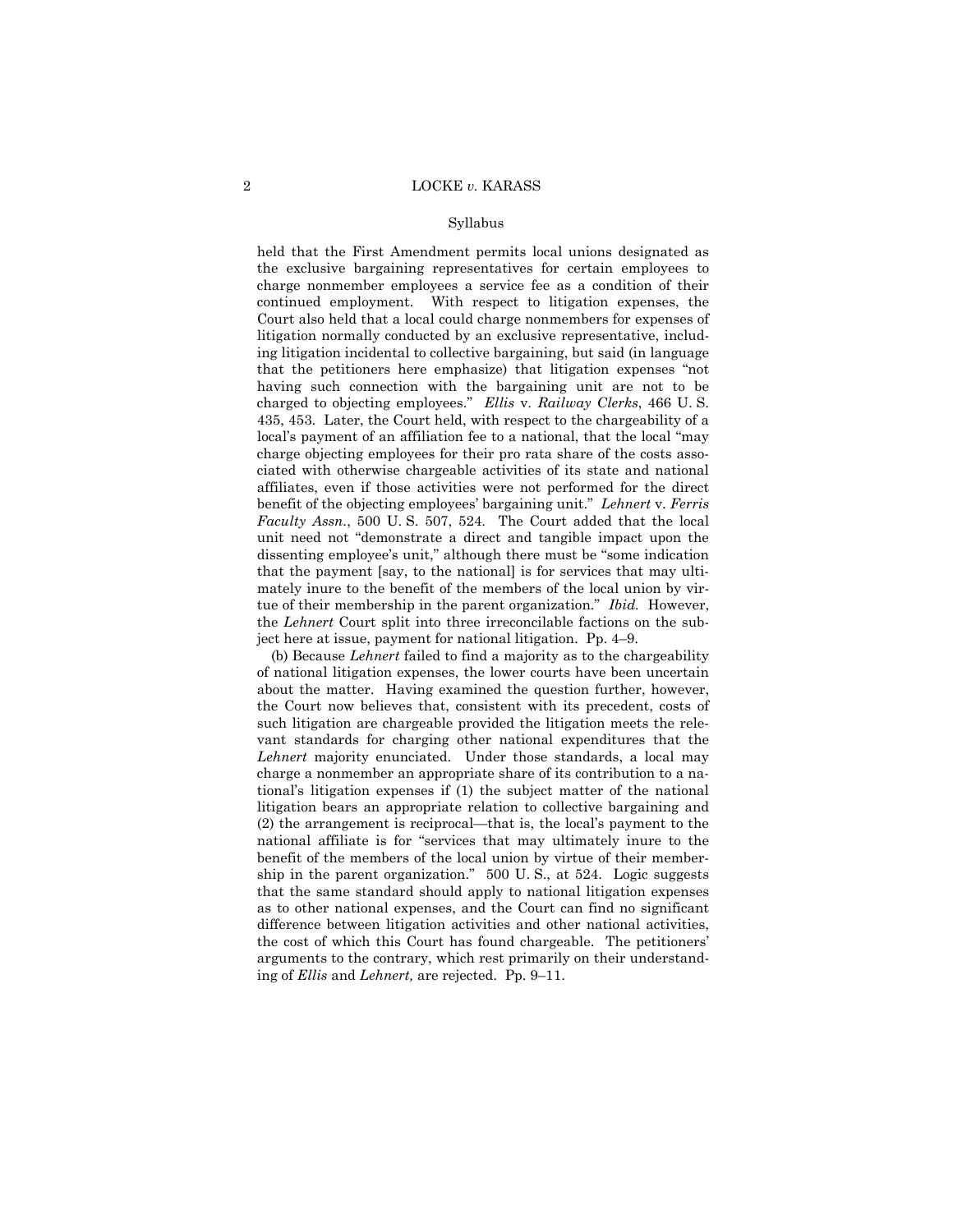held that the First Amendment permits local unions designated as the exclusive bargaining representatives for certain employees to charge nonmember employees a service fee as a condition of their continued employment. With respect to litigation expenses, the Court also held that a local could charge nonmembers for expenses of litigation normally conducted by an exclusive representative, including litigation incidental to collective bargaining, but said (in language that the petitioners here emphasize) that litigation expenses "not having such connection with the bargaining unit are not to be charged to objecting employees." *Ellis* v. *Railway Clerks*, 466 U. S. 435, 453. Later, the Court held, with respect to the chargeability of a local's payment of an affiliation fee to a national, that the local "may charge objecting employees for their pro rata share of the costs associated with otherwise chargeable activities of its state and national affiliates, even if those activities were not performed for the direct benefit of the objecting employees' bargaining unit." *Lehnert* v. *Ferris Faculty Assn.*, 500 U. S. 507, 524. The Court added that the local unit need not "demonstrate a direct and tangible impact upon the dissenting employee's unit," although there must be "some indication that the payment [say, to the national] is for services that may ultimately inure to the benefit of the members of the local union by virtue of their membership in the parent organization." *Ibid.* However, the *Lehnert* Court split into three irreconcilable factions on the subject here at issue, payment for national litigation. Pp. 4–9.

(b) Because *Lehnert* failed to find a majority as to the chargeability of national litigation expenses, the lower courts have been uncertain about the matter. Having examined the question further, however, the Court now believes that, consistent with its precedent, costs of such litigation are chargeable provided the litigation meets the relevant standards for charging other national expenditures that the *Lehnert* majority enunciated. Under those standards, a local may charge a nonmember an appropriate share of its contribution to a national's litigation expenses if (1) the subject matter of the national litigation bears an appropriate relation to collective bargaining and (2) the arrangement is reciprocal—that is, the local's payment to the national affiliate is for "services that may ultimately inure to the benefit of the members of the local union by virtue of their membership in the parent organization." 500 U. S., at 524. Logic suggests that the same standard should apply to national litigation expenses as to other national expenses, and the Court can find no significant difference between litigation activities and other national activities, the cost of which this Court has found chargeable. The petitioners' arguments to the contrary, which rest primarily on their understanding of *Ellis* and *Lehnert,* are rejected. Pp. 9–11.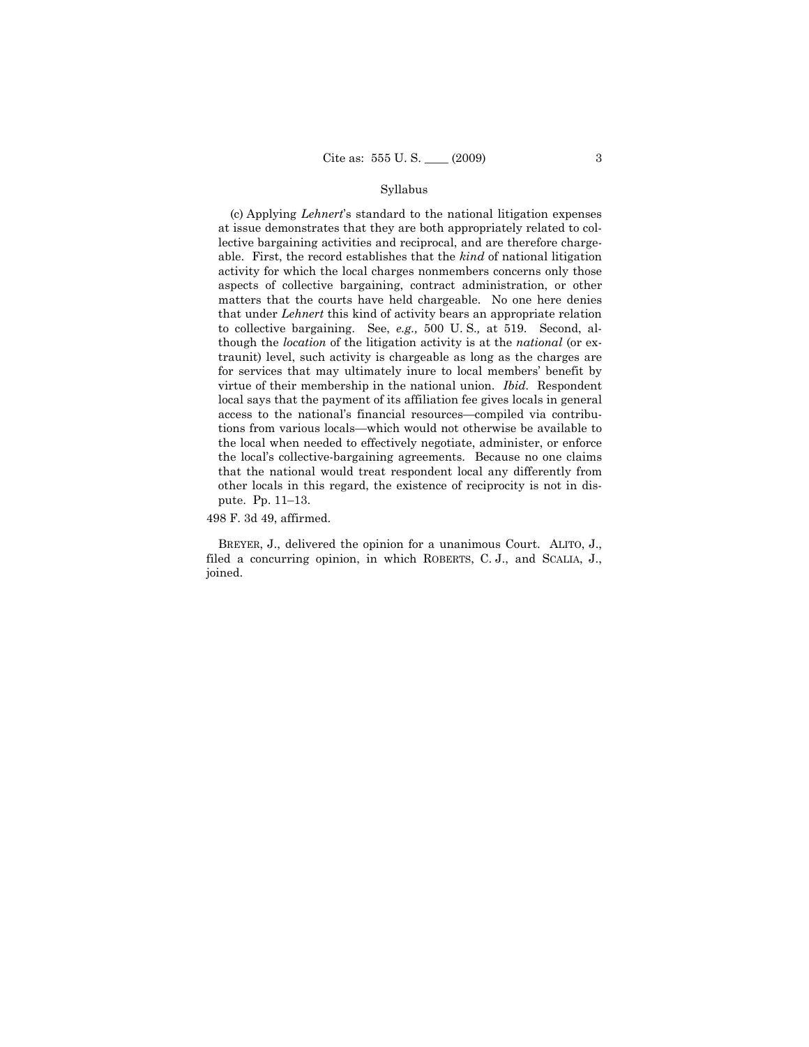Syllabus

(c) Applying *Lehnert*'s standard to the national litigation expenses at issue demonstrates that they are both appropriately related to collective bargaining activities and reciprocal, and are therefore chargeable. First, the record establishes that the *kind* of national litigation activity for which the local charges nonmembers concerns only those aspects of collective bargaining, contract administration, or other matters that the courts have held chargeable. No one here denies that under *Lehnert* this kind of activity bears an appropriate relation to collective bargaining. See, *e.g.,* 500 U. S., at 519. Second, although the *location* of the litigation activity is at the *national* (or extraunit) level, such activity is chargeable as long as the charges are for services that may ultimately inure to local members' benefit by virtue of their membership in the national union. *Ibid.* Respondent local says that the payment of its affiliation fee gives locals in general access to the national's financial resources—compiled via contributions from various locals—which would not otherwise be available to the local when needed to effectively negotiate, administer, or enforce the local's collective-bargaining agreements. Because no one claims that the national would treat respondent local any differently from other locals in this regard, the existence of reciprocity is not in dispute. Pp. 11–13.

498 F. 3d 49, affirmed.

BREYER, J., delivered the opinion for a unanimous Court. ALITO, J., filed a concurring opinion, in which ROBERTS, C. J., and SCALIA, J., joined.